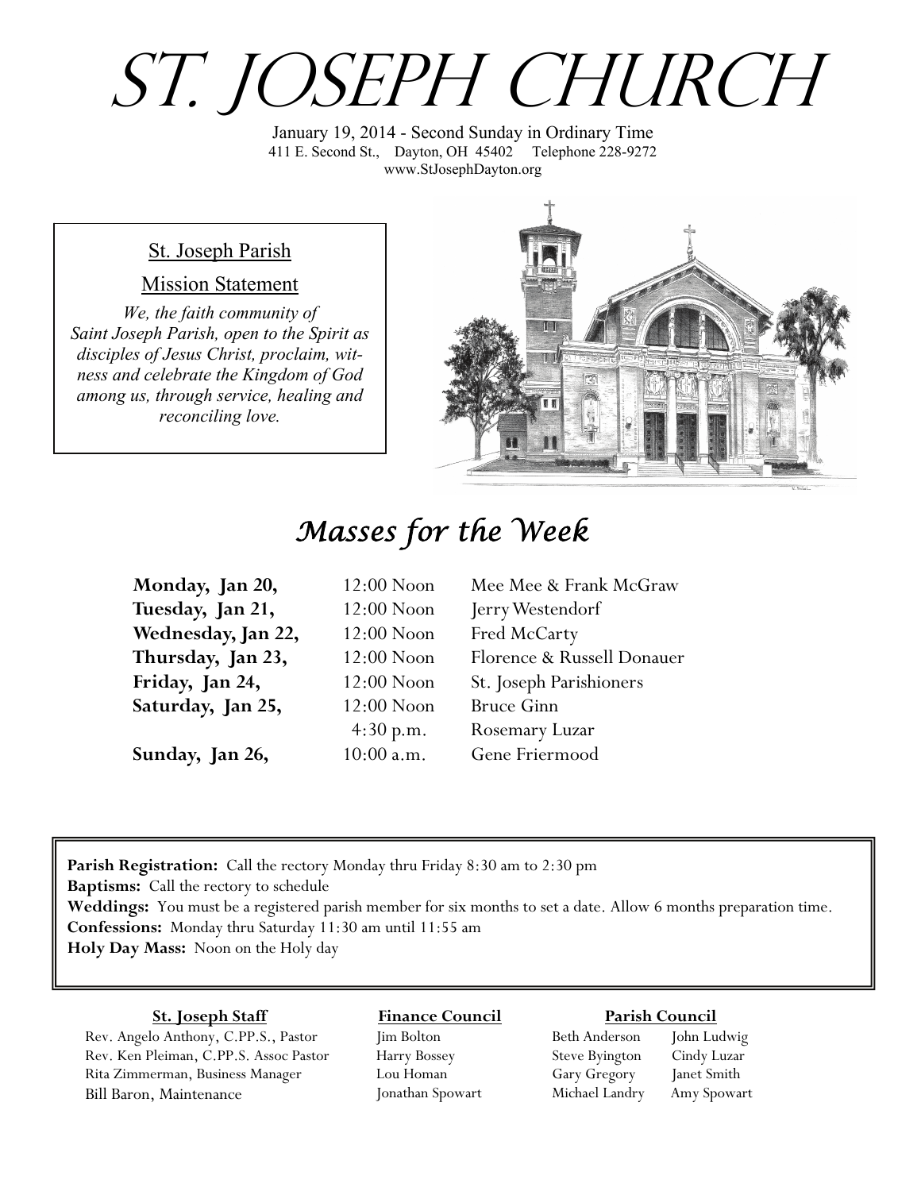# ST. JOSEPH CHURCH

January 19, 2014 - Second Sunday in Ordinary Time
411 E. Second St., Dayton, OH 45402 Telephone 228-9272
www.StJosephDayton.org

**St. Joseph Parish**

**Mission Statement**

*We, the faith community of Saint Joseph Parish, open to the Spirit as disciples of Jesus Christ, proclaim, witness and celebrate the Kingdom of God among us, through service, healing and reconciling love.*

## Masses for the Week

| | | |
|---|---|---|
| **Monday, Jan 20,** | 12:00 Noon | Mee Mee & Frank McGraw |
| **Tuesday, Jan 21,** | 12:00 Noon | Jerry Westendorf |
| **Wednesday, Jan 22,** | 12:00 Noon | Fred McCarty |
| **Thursday, Jan 23,** | 12:00 Noon | Florence & Russell Donauer |
| **Friday, Jan 24,** | 12:00 Noon | St. Joseph Parishioners |
| **Saturday, Jan 25,** | 12:00 Noon | Bruce Ginn |
| | 4:30 p.m. | Rosemary Luzar |
| **Sunday, Jan 26,** | 10:00 a.m. | Gene Friermood |

**Parish Registration:** Call the rectory Monday thru Friday 8:30 am to 2:30 pm
**Baptisms:** Call the rectory to schedule
**Weddings:** You must be a registered parish member for six months to set a date. Allow 6 months preparation time.
**Confessions:** Monday thru Saturday 11:30 am until 11:55 am
**Holy Day Mass:** Noon on the Holy day

**St. Joseph Staff**

Rev. Angelo Anthony, C.PP.S., Pastor
Rev. Ken Pleiman, C.PP.S. Assoc Pastor
Rita Zimmerman, Business Manager
Bill Baron, Maintenance

**Finance Council**

Jim Bolton
Harry Bossey
Lou Homan
Jonathan Spowart

**Parish Council**

Beth Anderson
Steve Byington
Gary Gregory
Michael Landry
John Ludwig
Cindy Luzar
Janet Smith
Amy Spowart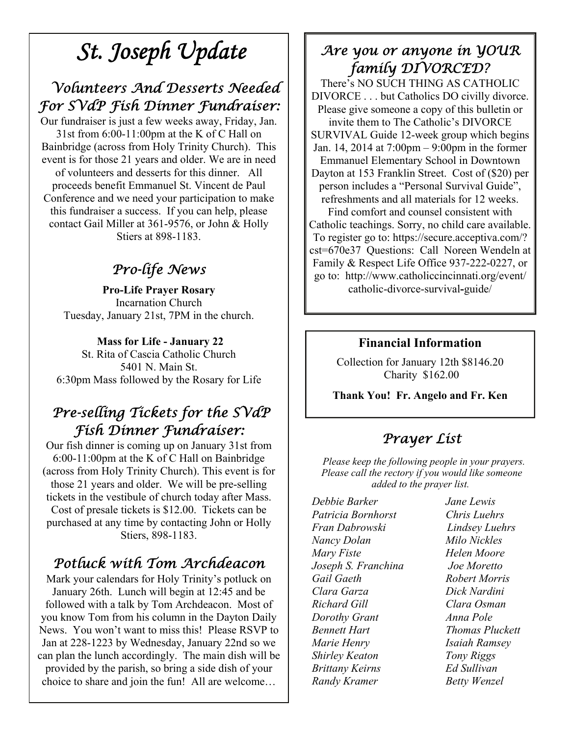# St. Joseph Update

## Volunteers And Desserts Needed For SVdP Fish Dinner Fundraiser:

Our fundraiser is just a few weeks away, Friday, Jan. 31st from 6:00-11:00pm at the K of C Hall on Bainbridge (across from Holy Trinity Church). This event is for those 21 years and older. We are in need of volunteers and desserts for this dinner. All proceeds benefit Emmanuel St. Vincent de Paul Conference and we need your participation to make this fundraiser a success. If you can help, please contact Gail Miller at 361-9576, or John & Holly Stiers at 898-1183.

## Pro-life News

**Pro-Life Prayer Rosary**
Incarnation Church
Tuesday, January 21st, 7PM in the church.

**Mass for Life - January 22**
St. Rita of Cascia Catholic Church
5401 N. Main St.
6:30pm Mass followed by the Rosary for Life

## Pre-selling Tickets for the SVdP Fish Dinner Fundraiser:

Our fish dinner is coming up on January 31st from 6:00-11:00pm at the K of C Hall on Bainbridge (across from Holy Trinity Church). This event is for those 21 years and older. We will be pre-selling tickets in the vestibule of church today after Mass. Cost of presale tickets is $12.00. Tickets can be purchased at any time by contacting John or Holly Stiers, 898-1183.

## Potluck with Tom Archdeacon

Mark your calendars for Holy Trinity's potluck on January 26th. Lunch will begin at 12:45 and be followed with a talk by Tom Archdeacon. Most of you know Tom from his column in the Dayton Daily News. You won't want to miss this! Please RSVP to Jan at 228-1223 by Wednesday, January 22nd so we can plan the lunch accordingly. The main dish will be provided by the parish, so bring a side dish of your choice to share and join the fun! All are welcome…

## Are you or anyone in YOUR family DIVORCED?

There's NO SUCH THING AS CATHOLIC DIVORCE . . . but Catholics DO civilly divorce. Please give someone a copy of this bulletin or invite them to The Catholic's DIVORCE SURVIVAL Guide 12-week group which begins Jan. 14, 2014 at 7:00pm – 9:00pm in the former Emmanuel Elementary School in Downtown Dayton at 153 Franklin Street. Cost of ($20) per person includes a "Personal Survival Guide", refreshments and all materials for 12 weeks. Find comfort and counsel consistent with Catholic teachings. Sorry, no child care available. To register go to: https://secure.acceptiva.com/?cst=670e37 Questions: Call Noreen Wendeln at Family & Respect Life Office 937-222-0227, or go to: http://www.catholiccincinnati.org/event/catholic-divorce-survival-guide/

## Financial Information

Collection for January 12th $8146.20
Charity $162.00

**Thank You! Fr. Angelo and Fr. Ken**

## Prayer List

*Please keep the following people in your prayers. Please call the rectory if you would like someone added to the prayer list.*

*Debbie Barker*
*Patricia Bornhorst*
*Fran Dabrowski*
*Nancy Dolan*
*Mary Fiste*
*Joseph S. Franchina*
*Gail Gaeth*
*Clara Garza*
*Richard Gill*
*Dorothy Grant*
*Bennett Hart*
*Marie Henry*
*Shirley Keaton*
*Brittany Keirns*
*Randy Kramer*
*Jane Lewis*
*Chris Luehrs*
*Lindsey Luehrs*
*Milo Nickles*
*Helen Moore*
*Joe Moretto*
*Robert Morris*
*Dick Nardini*
*Clara Osman*
*Anna Pole*
*Thomas Pluckett*
*Isaiah Ramsey*
*Tony Riggs*
*Ed Sullivan*
*Betty Wenzel*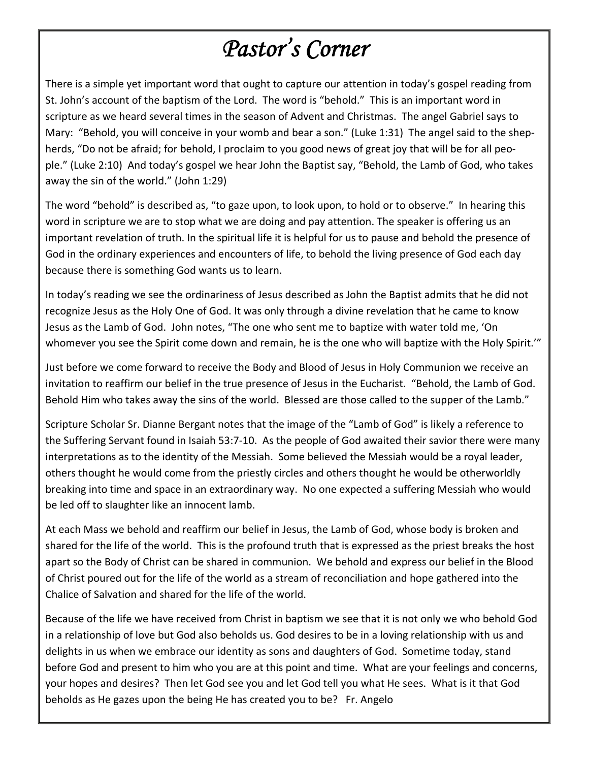# *Pastor's Corner*

There is a simple yet important word that ought to capture our attention in today's gospel reading from St. John's account of the baptism of the Lord. The word is "behold." This is an important word in scripture as we heard several times in the season of Advent and Christmas. The angel Gabriel says to Mary: "Behold, you will conceive in your womb and bear a son." (Luke 1:31) The angel said to the shepherds, "Do not be afraid; for behold, I proclaim to you good news of great joy that will be for all people." (Luke 2:10) And today's gospel we hear John the Baptist say, "Behold, the Lamb of God, who takes away the sin of the world." (John 1:29)

The word "behold" is described as, "to gaze upon, to look upon, to hold or to observe." In hearing this word in scripture we are to stop what we are doing and pay attention. The speaker is offering us an important revelation of truth. In the spiritual life it is helpful for us to pause and behold the presence of God in the ordinary experiences and encounters of life, to behold the living presence of God each day because there is something God wants us to learn.

In today's reading we see the ordinariness of Jesus described as John the Baptist admits that he did not recognize Jesus as the Holy One of God. It was only through a divine revelation that he came to know Jesus as the Lamb of God. John notes, "The one who sent me to baptize with water told me, 'On whomever you see the Spirit come down and remain, he is the one who will baptize with the Holy Spirit.'"

Just before we come forward to receive the Body and Blood of Jesus in Holy Communion we receive an invitation to reaffirm our belief in the true presence of Jesus in the Eucharist. "Behold, the Lamb of God. Behold Him who takes away the sins of the world. Blessed are those called to the supper of the Lamb."

Scripture Scholar Sr. Dianne Bergant notes that the image of the "Lamb of God" is likely a reference to the Suffering Servant found in Isaiah 53:7-10. As the people of God awaited their savior there were many interpretations as to the identity of the Messiah. Some believed the Messiah would be a royal leader, others thought he would come from the priestly circles and others thought he would be otherworldly breaking into time and space in an extraordinary way. No one expected a suffering Messiah who would be led off to slaughter like an innocent lamb.

At each Mass we behold and reaffirm our belief in Jesus, the Lamb of God, whose body is broken and shared for the life of the world. This is the profound truth that is expressed as the priest breaks the host apart so the Body of Christ can be shared in communion. We behold and express our belief in the Blood of Christ poured out for the life of the world as a stream of reconciliation and hope gathered into the Chalice of Salvation and shared for the life of the world.

Because of the life we have received from Christ in baptism we see that it is not only we who behold God in a relationship of love but God also beholds us. God desires to be in a loving relationship with us and delights in us when we embrace our identity as sons and daughters of God. Sometime today, stand before God and present to him who you are at this point and time. What are your feelings and concerns, your hopes and desires? Then let God see you and let God tell you what He sees. What is it that God beholds as He gazes upon the being He has created you to be? Fr. Angelo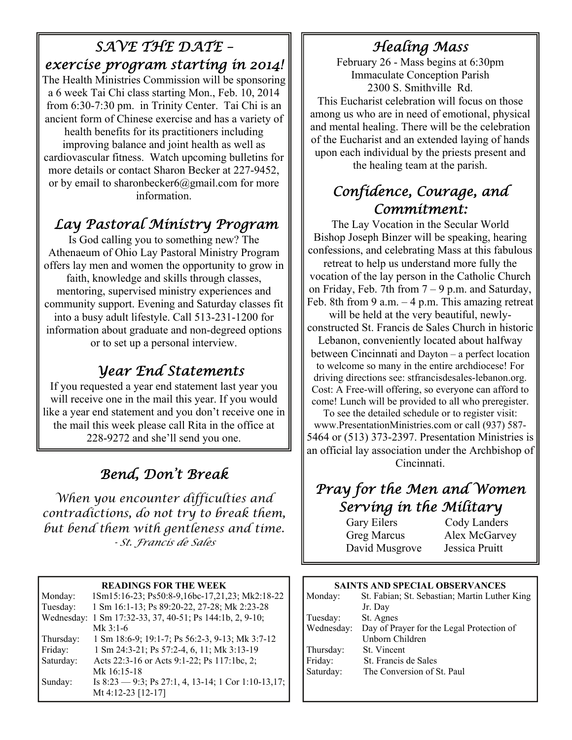## *SAVE THE DATE – exercise program starting in 2014!*

The Health Ministries Commission will be sponsoring a 6 week Tai Chi class starting Mon., Feb. 10, 2014 from 6:30-7:30 pm. in Trinity Center. Tai Chi is an ancient form of Chinese exercise and has a variety of health benefits for its practitioners including improving balance and joint health as well as cardiovascular fitness. Watch upcoming bulletins for more details or contact Sharon Becker at 227-9452, or by email to sharonbecker6@gmail.com for more information.

## *Lay Pastoral Ministry Program*

Is God calling you to something new? The Athenaeum of Ohio Lay Pastoral Ministry Program offers lay men and women the opportunity to grow in faith, knowledge and skills through classes, mentoring, supervised ministry experiences and community support. Evening and Saturday classes fit into a busy adult lifestyle. Call 513-231-1200 for information about graduate and non-degreed options or to set up a personal interview.

## *Year End Statements*

If you requested a year end statement last year you will receive one in the mail this year. If you would like a year end statement and you don't receive one in the mail this week please call Rita in the office at 228-9272 and she'll send you one.

## *Bend, Don't Break*

*When you encounter difficulties and contradictions, do not try to break them, but bend them with gentleness and time.*
*- St. Francis de Sales*

## *Healing Mass*

February 26 - Mass begins at 6:30pm
Immaculate Conception Parish
2300 S. Smithville Rd.

This Eucharist celebration will focus on those among us who are in need of emotional, physical and mental healing. There will be the celebration of the Eucharist and an extended laying of hands upon each individual by the priests present and the healing team at the parish.

## *Confidence, Courage, and Commitment:*

The Lay Vocation in the Secular World
Bishop Joseph Binzer will be speaking, hearing confessions, and celebrating Mass at this fabulous retreat to help us understand more fully the vocation of the lay person in the Catholic Church on Friday, Feb. 7th from 7 – 9 p.m. and Saturday, Feb. 8th from 9 a.m. – 4 p.m. This amazing retreat will be held at the very beautiful, newly-constructed St. Francis de Sales Church in historic Lebanon, conveniently located about halfway between Cincinnati and Dayton – a perfect location to welcome so many in the entire archdiocese! For driving directions see: stfrancisdesales-lebanon.org. Cost: A Free-will offering, so everyone can afford to come! Lunch will be provided to all who preregister. To see the detailed schedule or to register visit: www.PresentationMinistries.com or call (937) 587-5464 or (513) 373-2397. Presentation Ministries is an official lay association under the Archbishop of Cincinnati.

## *Pray for the Men and Women Serving in the Military*

| | |
|---|---|
| Gary Eilers | Cody Landers |
| Greg Marcus | Alex McGarvey |
| David Musgrove | Jessica Pruitt |

**READINGS FOR THE WEEK**

| | |
|---|---|
| Monday: | 1Sm15:16-23; Ps50:8-9,16bc-17,21,23; Mk2:18-22 |
| Tuesday: | 1 Sm 16:1-13; Ps 89:20-22, 27-28; Mk 2:23-28 |
| Wednesday: | 1 Sm 17:32-33, 37, 40-51; Ps 144:1b, 2, 9-10; Mk 3:1-6 |
| Thursday: | 1 Sm 18:6-9; 19:1-7; Ps 56:2-3, 9-13; Mk 3:7-12 |
| Friday: | 1 Sm 24:3-21; Ps 57:2-4, 6, 11; Mk 3:13-19 |
| Saturday: | Acts 22:3-16 or Acts 9:1-22; Ps 117:1bc, 2; Mk 16:15-18 |
| Sunday: | Is 8:23 — 9:3; Ps 27:1, 4, 13-14; 1 Cor 1:10-13,17; Mt 4:12-23 [12-17] |

**SAINTS AND SPECIAL OBSERVANCES**

| | |
|---|---|
| Monday: | St. Fabian; St. Sebastian; Martin Luther King Jr. Day |
| Tuesday: | St. Agnes |
| Wednesday: | Day of Prayer for the Legal Protection of Unborn Children |
| Thursday: | St. Vincent |
| Friday: | St. Francis de Sales |
| Saturday: | The Conversion of St. Paul |